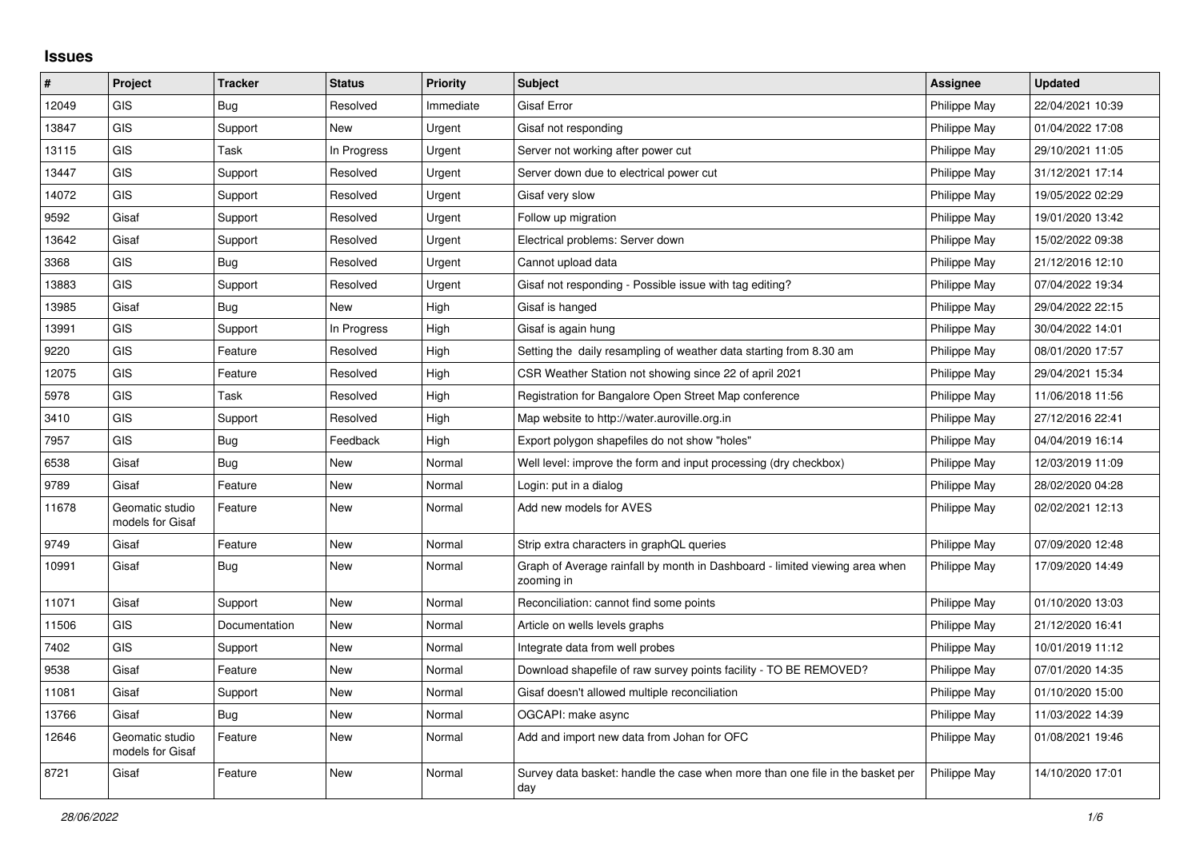# Issues

| # | Project | Tracker | Status | Priority | Subject | Assignee | Updated |
|---|---|---|---|---|---|---|---|
| 12049 | GIS | Bug | Resolved | Immediate | Gisaf Error | Philippe May | 22/04/2021 10:39 |
| 13847 | GIS | Support | New | Urgent | Gisaf not responding | Philippe May | 01/04/2022 17:08 |
| 13115 | GIS | Task | In Progress | Urgent | Server not working after power cut | Philippe May | 29/10/2021 11:05 |
| 13447 | GIS | Support | Resolved | Urgent | Server down due to electrical power cut | Philippe May | 31/12/2021 17:14 |
| 14072 | GIS | Support | Resolved | Urgent | Gisaf very slow | Philippe May | 19/05/2022 02:29 |
| 9592 | Gisaf | Support | Resolved | Urgent | Follow up migration | Philippe May | 19/01/2020 13:42 |
| 13642 | Gisaf | Support | Resolved | Urgent | Electrical problems: Server down | Philippe May | 15/02/2022 09:38 |
| 3368 | GIS | Bug | Resolved | Urgent | Cannot upload data | Philippe May | 21/12/2016 12:10 |
| 13883 | GIS | Support | Resolved | Urgent | Gisaf not responding - Possible issue with tag editing? | Philippe May | 07/04/2022 19:34 |
| 13985 | Gisaf | Bug | New | High | Gisaf is hanged | Philippe May | 29/04/2022 22:15 |
| 13991 | GIS | Support | In Progress | High | Gisaf is again hung | Philippe May | 30/04/2022 14:01 |
| 9220 | GIS | Feature | Resolved | High | Setting the daily resampling of weather data starting from 8.30 am | Philippe May | 08/01/2020 17:57 |
| 12075 | GIS | Feature | Resolved | High | CSR Weather Station not showing since 22 of april 2021 | Philippe May | 29/04/2021 15:34 |
| 5978 | GIS | Task | Resolved | High | Registration for Bangalore Open Street Map conference | Philippe May | 11/06/2018 11:56 |
| 3410 | GIS | Support | Resolved | High | Map website to http://water.auroville.org.in | Philippe May | 27/12/2016 22:41 |
| 7957 | GIS | Bug | Feedback | High | Export polygon shapefiles do not show "holes" | Philippe May | 04/04/2019 16:14 |
| 6538 | Gisaf | Bug | New | Normal | Well level: improve the form and input processing (dry checkbox) | Philippe May | 12/03/2019 11:09 |
| 9789 | Gisaf | Feature | New | Normal | Login: put in a dialog | Philippe May | 28/02/2020 04:28 |
| 11678 | Geomatic studio models for Gisaf | Feature | New | Normal | Add new models for AVES | Philippe May | 02/02/2021 12:13 |
| 9749 | Gisaf | Feature | New | Normal | Strip extra characters in graphQL queries | Philippe May | 07/09/2020 12:48 |
| 10991 | Gisaf | Bug | New | Normal | Graph of Average rainfall by month in Dashboard - limited viewing area when zooming in | Philippe May | 17/09/2020 14:49 |
| 11071 | Gisaf | Support | New | Normal | Reconciliation: cannot find some points | Philippe May | 01/10/2020 13:03 |
| 11506 | GIS | Documentation | New | Normal | Article on wells levels graphs | Philippe May | 21/12/2020 16:41 |
| 7402 | GIS | Support | New | Normal | Integrate data from well probes | Philippe May | 10/01/2019 11:12 |
| 9538 | Gisaf | Feature | New | Normal | Download shapefile of raw survey points facility - TO BE REMOVED? | Philippe May | 07/01/2020 14:35 |
| 11081 | Gisaf | Support | New | Normal | Gisaf doesn't allowed multiple reconciliation | Philippe May | 01/10/2020 15:00 |
| 13766 | Gisaf | Bug | New | Normal | OGCAPI: make async | Philippe May | 11/03/2022 14:39 |
| 12646 | Geomatic studio models for Gisaf | Feature | New | Normal | Add and import new data from Johan for OFC | Philippe May | 01/08/2021 19:46 |
| 8721 | Gisaf | Feature | New | Normal | Survey data basket: handle the case when more than one file in the basket per day | Philippe May | 14/10/2020 17:01 |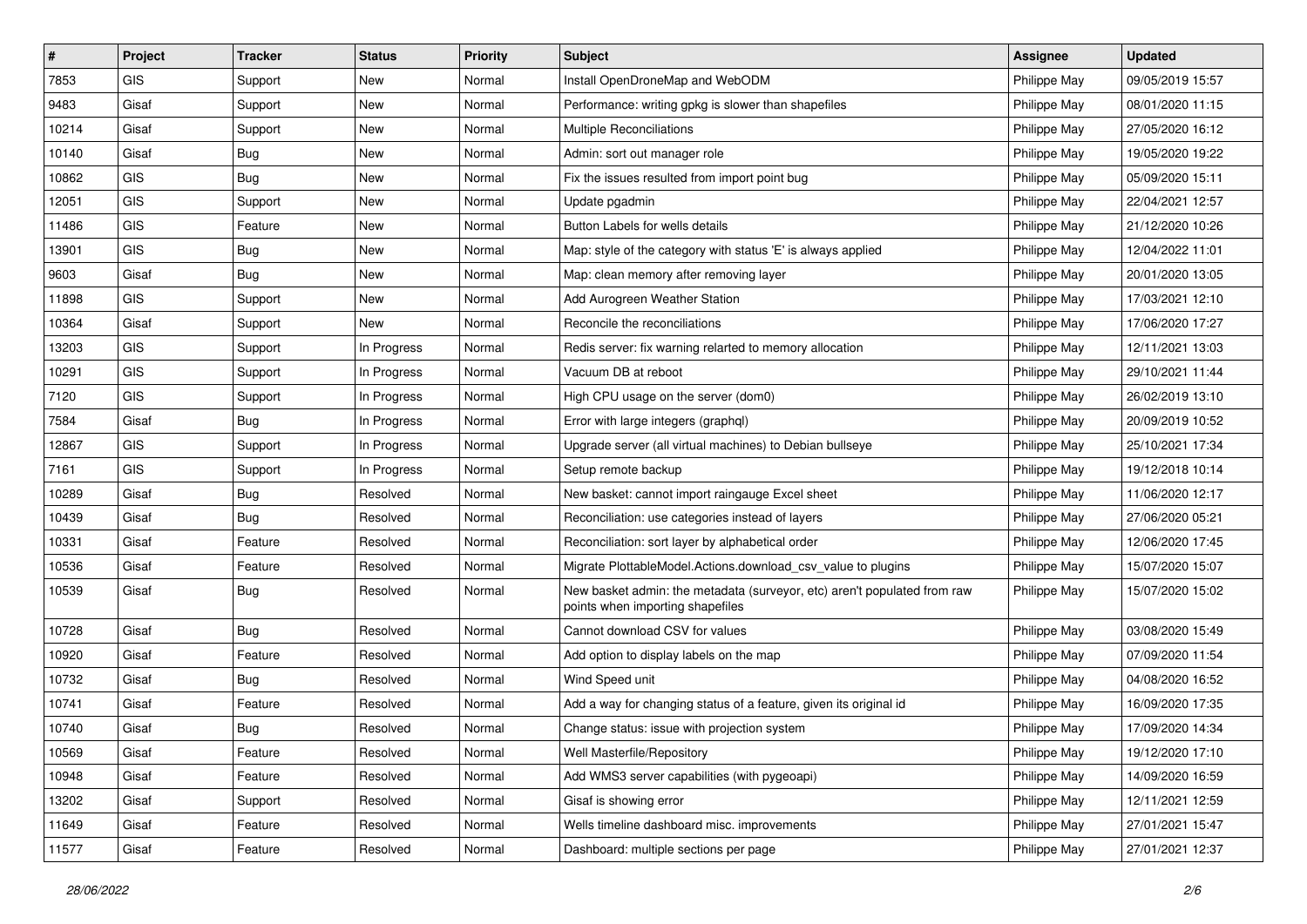| # | Project | Tracker | Status | Priority | Subject | Assignee | Updated |
|---|---|---|---|---|---|---|---|
| 7853 | GIS | Support | New | Normal | Install OpenDroneMap and WebODM | Philippe May | 09/05/2019 15:57 |
| 9483 | Gisaf | Support | New | Normal | Performance: writing gpkg is slower than shapefiles | Philippe May | 08/01/2020 11:15 |
| 10214 | Gisaf | Support | New | Normal | Multiple Reconciliations | Philippe May | 27/05/2020 16:12 |
| 10140 | Gisaf | Bug | New | Normal | Admin: sort out manager role | Philippe May | 19/05/2020 19:22 |
| 10862 | GIS | Bug | New | Normal | Fix the issues resulted from import point bug | Philippe May | 05/09/2020 15:11 |
| 12051 | GIS | Support | New | Normal | Update pgadmin | Philippe May | 22/04/2021 12:57 |
| 11486 | GIS | Feature | New | Normal | Button Labels for wells details | Philippe May | 21/12/2020 10:26 |
| 13901 | GIS | Bug | New | Normal | Map: style of the category with status 'E' is always applied | Philippe May | 12/04/2022 11:01 |
| 9603 | Gisaf | Bug | New | Normal | Map: clean memory after removing layer | Philippe May | 20/01/2020 13:05 |
| 11898 | GIS | Support | New | Normal | Add Aurogreen Weather Station | Philippe May | 17/03/2021 12:10 |
| 10364 | Gisaf | Support | New | Normal | Reconcile the reconciliations | Philippe May | 17/06/2020 17:27 |
| 13203 | GIS | Support | In Progress | Normal | Redis server: fix warning relarted to memory allocation | Philippe May | 12/11/2021 13:03 |
| 10291 | GIS | Support | In Progress | Normal | Vacuum DB at reboot | Philippe May | 29/10/2021 11:44 |
| 7120 | GIS | Support | In Progress | Normal | High CPU usage on the server (dom0) | Philippe May | 26/02/2019 13:10 |
| 7584 | Gisaf | Bug | In Progress | Normal | Error with large integers (graphql) | Philippe May | 20/09/2019 10:52 |
| 12867 | GIS | Support | In Progress | Normal | Upgrade server (all virtual machines) to Debian bullseye | Philippe May | 25/10/2021 17:34 |
| 7161 | GIS | Support | In Progress | Normal | Setup remote backup | Philippe May | 19/12/2018 10:14 |
| 10289 | Gisaf | Bug | Resolved | Normal | New basket: cannot import raingauge Excel sheet | Philippe May | 11/06/2020 12:17 |
| 10439 | Gisaf | Bug | Resolved | Normal | Reconciliation: use categories instead of layers | Philippe May | 27/06/2020 05:21 |
| 10331 | Gisaf | Feature | Resolved | Normal | Reconciliation: sort layer by alphabetical order | Philippe May | 12/06/2020 17:45 |
| 10536 | Gisaf | Feature | Resolved | Normal | Migrate PlottableModel.Actions.download_csv_value to plugins | Philippe May | 15/07/2020 15:07 |
| 10539 | Gisaf | Bug | Resolved | Normal | New basket admin: the metadata (surveyor, etc) aren't populated from raw points when importing shapefiles | Philippe May | 15/07/2020 15:02 |
| 10728 | Gisaf | Bug | Resolved | Normal | Cannot download CSV for values | Philippe May | 03/08/2020 15:49 |
| 10920 | Gisaf | Feature | Resolved | Normal | Add option to display labels on the map | Philippe May | 07/09/2020 11:54 |
| 10732 | Gisaf | Bug | Resolved | Normal | Wind Speed unit | Philippe May | 04/08/2020 16:52 |
| 10741 | Gisaf | Feature | Resolved | Normal | Add a way for changing status of a feature, given its original id | Philippe May | 16/09/2020 17:35 |
| 10740 | Gisaf | Bug | Resolved | Normal | Change status: issue with projection system | Philippe May | 17/09/2020 14:34 |
| 10569 | Gisaf | Feature | Resolved | Normal | Well Masterfile/Repository | Philippe May | 19/12/2020 17:10 |
| 10948 | Gisaf | Feature | Resolved | Normal | Add WMS3 server capabilities (with pygeoapi) | Philippe May | 14/09/2020 16:59 |
| 13202 | Gisaf | Support | Resolved | Normal | Gisaf is showing error | Philippe May | 12/11/2021 12:59 |
| 11649 | Gisaf | Feature | Resolved | Normal | Wells timeline dashboard misc. improvements | Philippe May | 27/01/2021 15:47 |
| 11577 | Gisaf | Feature | Resolved | Normal | Dashboard: multiple sections per page | Philippe May | 27/01/2021 12:37 |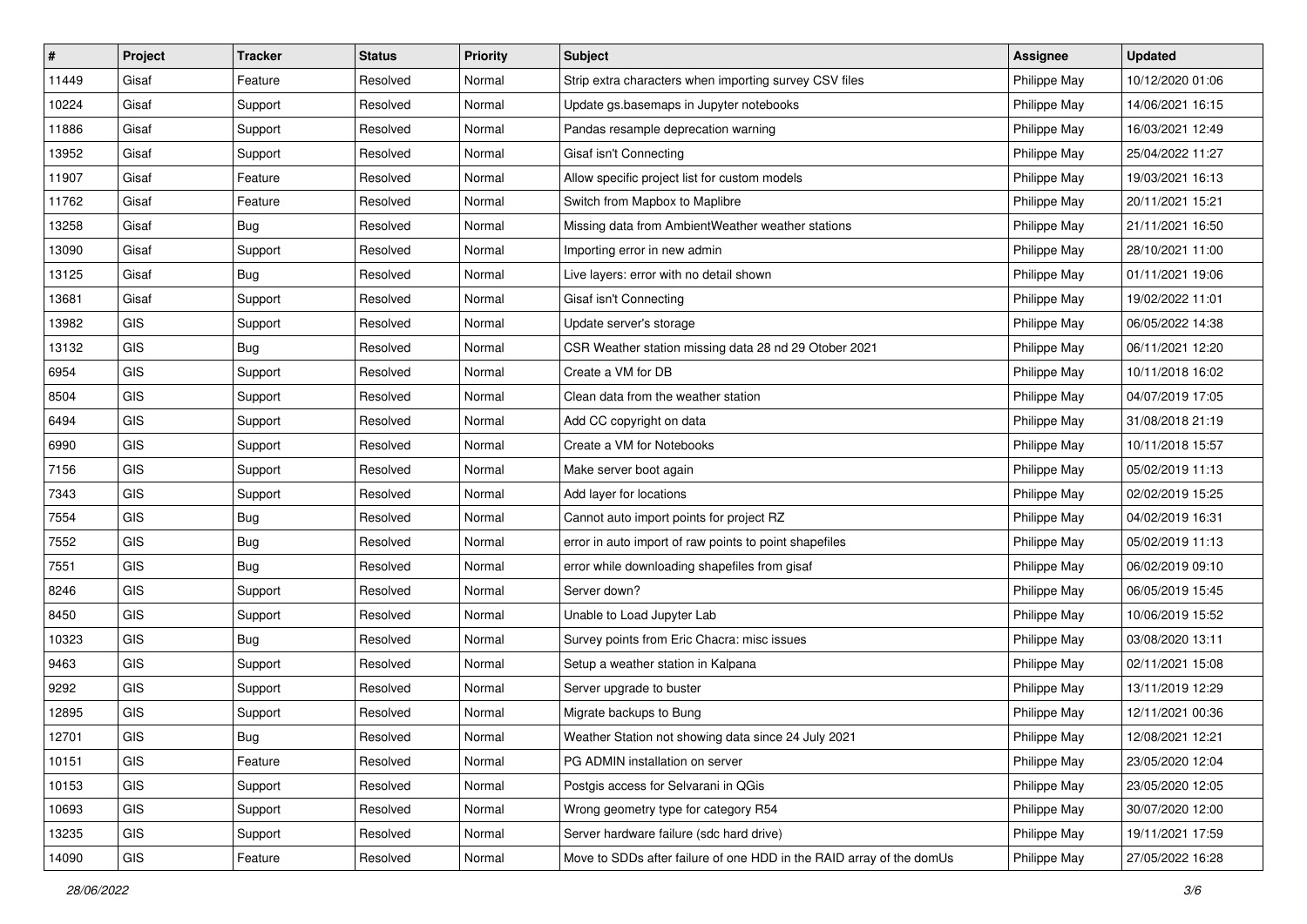| # | Project | Tracker | Status | Priority | Subject | Assignee | Updated |
|---|---|---|---|---|---|---|---|
| 11449 | Gisaf | Feature | Resolved | Normal | Strip extra characters when importing survey CSV files | Philippe May | 10/12/2020 01:06 |
| 10224 | Gisaf | Support | Resolved | Normal | Update gs.basemaps in Jupyter notebooks | Philippe May | 14/06/2021 16:15 |
| 11886 | Gisaf | Support | Resolved | Normal | Pandas resample deprecation warning | Philippe May | 16/03/2021 12:49 |
| 13952 | Gisaf | Support | Resolved | Normal | Gisaf isn't Connecting | Philippe May | 25/04/2022 11:27 |
| 11907 | Gisaf | Feature | Resolved | Normal | Allow specific project list for custom models | Philippe May | 19/03/2021 16:13 |
| 11762 | Gisaf | Feature | Resolved | Normal | Switch from Mapbox to Maplibre | Philippe May | 20/11/2021 15:21 |
| 13258 | Gisaf | Bug | Resolved | Normal | Missing data from AmbientWeather weather stations | Philippe May | 21/11/2021 16:50 |
| 13090 | Gisaf | Support | Resolved | Normal | Importing error in new admin | Philippe May | 28/10/2021 11:00 |
| 13125 | Gisaf | Bug | Resolved | Normal | Live layers: error with no detail shown | Philippe May | 01/11/2021 19:06 |
| 13681 | Gisaf | Support | Resolved | Normal | Gisaf isn't Connecting | Philippe May | 19/02/2022 11:01 |
| 13982 | GIS | Support | Resolved | Normal | Update server's storage | Philippe May | 06/05/2022 14:38 |
| 13132 | GIS | Bug | Resolved | Normal | CSR Weather station missing data 28 nd 29 Otober 2021 | Philippe May | 06/11/2021 12:20 |
| 6954 | GIS | Support | Resolved | Normal | Create a VM for DB | Philippe May | 10/11/2018 16:02 |
| 8504 | GIS | Support | Resolved | Normal | Clean data from the weather station | Philippe May | 04/07/2019 17:05 |
| 6494 | GIS | Support | Resolved | Normal | Add CC copyright on data | Philippe May | 31/08/2018 21:19 |
| 6990 | GIS | Support | Resolved | Normal | Create a VM for Notebooks | Philippe May | 10/11/2018 15:57 |
| 7156 | GIS | Support | Resolved | Normal | Make server boot again | Philippe May | 05/02/2019 11:13 |
| 7343 | GIS | Support | Resolved | Normal | Add layer for locations | Philippe May | 02/02/2019 15:25 |
| 7554 | GIS | Bug | Resolved | Normal | Cannot auto import points for project RZ | Philippe May | 04/02/2019 16:31 |
| 7552 | GIS | Bug | Resolved | Normal | error in auto import of raw points to point shapefiles | Philippe May | 05/02/2019 11:13 |
| 7551 | GIS | Bug | Resolved | Normal | error while downloading shapefiles from gisaf | Philippe May | 06/02/2019 09:10 |
| 8246 | GIS | Support | Resolved | Normal | Server down? | Philippe May | 06/05/2019 15:45 |
| 8450 | GIS | Support | Resolved | Normal | Unable to Load Jupyter Lab | Philippe May | 10/06/2019 15:52 |
| 10323 | GIS | Bug | Resolved | Normal | Survey points from Eric Chacra: misc issues | Philippe May | 03/08/2020 13:11 |
| 9463 | GIS | Support | Resolved | Normal | Setup a weather station in Kalpana | Philippe May | 02/11/2021 15:08 |
| 9292 | GIS | Support | Resolved | Normal | Server upgrade to buster | Philippe May | 13/11/2019 12:29 |
| 12895 | GIS | Support | Resolved | Normal | Migrate backups to Bung | Philippe May | 12/11/2021 00:36 |
| 12701 | GIS | Bug | Resolved | Normal | Weather Station not showing data since 24 July 2021 | Philippe May | 12/08/2021 12:21 |
| 10151 | GIS | Feature | Resolved | Normal | PG ADMIN installation on server | Philippe May | 23/05/2020 12:04 |
| 10153 | GIS | Support | Resolved | Normal | Postgis access for Selvarani in QGis | Philippe May | 23/05/2020 12:05 |
| 10693 | GIS | Support | Resolved | Normal | Wrong geometry type for category R54 | Philippe May | 30/07/2020 12:00 |
| 13235 | GIS | Support | Resolved | Normal | Server hardware failure (sdc hard drive) | Philippe May | 19/11/2021 17:59 |
| 14090 | GIS | Feature | Resolved | Normal | Move to SDDs after failure of one HDD in the RAID array of the domUs | Philippe May | 27/05/2022 16:28 |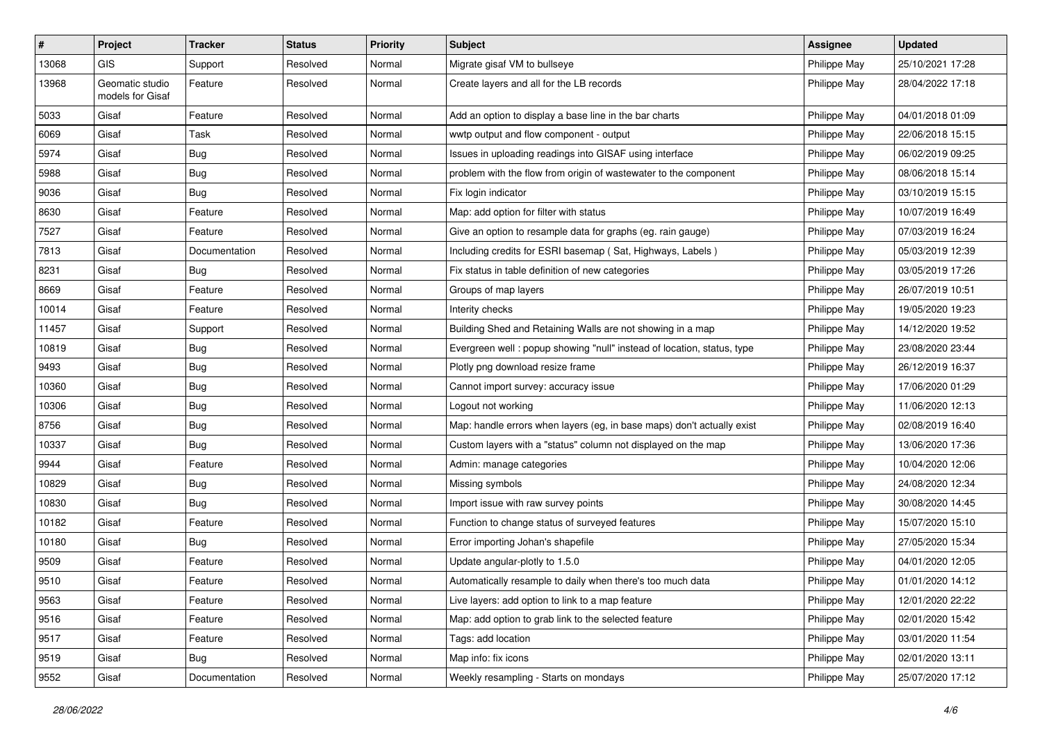| # | Project | Tracker | Status | Priority | Subject | Assignee | Updated |
|---|---|---|---|---|---|---|---|
| 13068 | GIS | Support | Resolved | Normal | Migrate gisaf VM to bullseye | Philippe May | 25/10/2021 17:28 |
| 13968 | Geomatic studio models for Gisaf | Feature | Resolved | Normal | Create layers and all for the LB records | Philippe May | 28/04/2022 17:18 |
| 5033 | Gisaf | Feature | Resolved | Normal | Add an option to display a base line in the bar charts | Philippe May | 04/01/2018 01:09 |
| 6069 | Gisaf | Task | Resolved | Normal | wwtp output and flow component - output | Philippe May | 22/06/2018 15:15 |
| 5974 | Gisaf | Bug | Resolved | Normal | Issues in uploading readings into GISAF using interface | Philippe May | 06/02/2019 09:25 |
| 5988 | Gisaf | Bug | Resolved | Normal | problem with the flow from origin of wastewater to the component | Philippe May | 08/06/2018 15:14 |
| 9036 | Gisaf | Bug | Resolved | Normal | Fix login indicator | Philippe May | 03/10/2019 15:15 |
| 8630 | Gisaf | Feature | Resolved | Normal | Map: add option for filter with status | Philippe May | 10/07/2019 16:49 |
| 7527 | Gisaf | Feature | Resolved | Normal | Give an option to resample data for graphs (eg. rain gauge) | Philippe May | 07/03/2019 16:24 |
| 7813 | Gisaf | Documentation | Resolved | Normal | Including credits for ESRI basemap ( Sat, Highways, Labels ) | Philippe May | 05/03/2019 12:39 |
| 8231 | Gisaf | Bug | Resolved | Normal | Fix status in table definition of new categories | Philippe May | 03/05/2019 17:26 |
| 8669 | Gisaf | Feature | Resolved | Normal | Groups of map layers | Philippe May | 26/07/2019 10:51 |
| 10014 | Gisaf | Feature | Resolved | Normal | Interity checks | Philippe May | 19/05/2020 19:23 |
| 11457 | Gisaf | Support | Resolved | Normal | Building Shed and Retaining Walls are not showing in a map | Philippe May | 14/12/2020 19:52 |
| 10819 | Gisaf | Bug | Resolved | Normal | Evergreen well : popup showing "null" instead of location, status, type | Philippe May | 23/08/2020 23:44 |
| 9493 | Gisaf | Bug | Resolved | Normal | Plotly png download resize frame | Philippe May | 26/12/2019 16:37 |
| 10360 | Gisaf | Bug | Resolved | Normal | Cannot import survey: accuracy issue | Philippe May | 17/06/2020 01:29 |
| 10306 | Gisaf | Bug | Resolved | Normal | Logout not working | Philippe May | 11/06/2020 12:13 |
| 8756 | Gisaf | Bug | Resolved | Normal | Map: handle errors when layers (eg, in base maps) don't actually exist | Philippe May | 02/08/2019 16:40 |
| 10337 | Gisaf | Bug | Resolved | Normal | Custom layers with a "status" column not displayed on the map | Philippe May | 13/06/2020 17:36 |
| 9944 | Gisaf | Feature | Resolved | Normal | Admin: manage categories | Philippe May | 10/04/2020 12:06 |
| 10829 | Gisaf | Bug | Resolved | Normal | Missing symbols | Philippe May | 24/08/2020 12:34 |
| 10830 | Gisaf | Bug | Resolved | Normal | Import issue with raw survey points | Philippe May | 30/08/2020 14:45 |
| 10182 | Gisaf | Feature | Resolved | Normal | Function to change status of surveyed features | Philippe May | 15/07/2020 15:10 |
| 10180 | Gisaf | Bug | Resolved | Normal | Error importing Johan's shapefile | Philippe May | 27/05/2020 15:34 |
| 9509 | Gisaf | Feature | Resolved | Normal | Update angular-plotly to 1.5.0 | Philippe May | 04/01/2020 12:05 |
| 9510 | Gisaf | Feature | Resolved | Normal | Automatically resample to daily when there's too much data | Philippe May | 01/01/2020 14:12 |
| 9563 | Gisaf | Feature | Resolved | Normal | Live layers: add option to link to a map feature | Philippe May | 12/01/2020 22:22 |
| 9516 | Gisaf | Feature | Resolved | Normal | Map: add option to grab link to the selected feature | Philippe May | 02/01/2020 15:42 |
| 9517 | Gisaf | Feature | Resolved | Normal | Tags: add location | Philippe May | 03/01/2020 11:54 |
| 9519 | Gisaf | Bug | Resolved | Normal | Map info: fix icons | Philippe May | 02/01/2020 13:11 |
| 9552 | Gisaf | Documentation | Resolved | Normal | Weekly resampling - Starts on mondays | Philippe May | 25/07/2020 17:12 |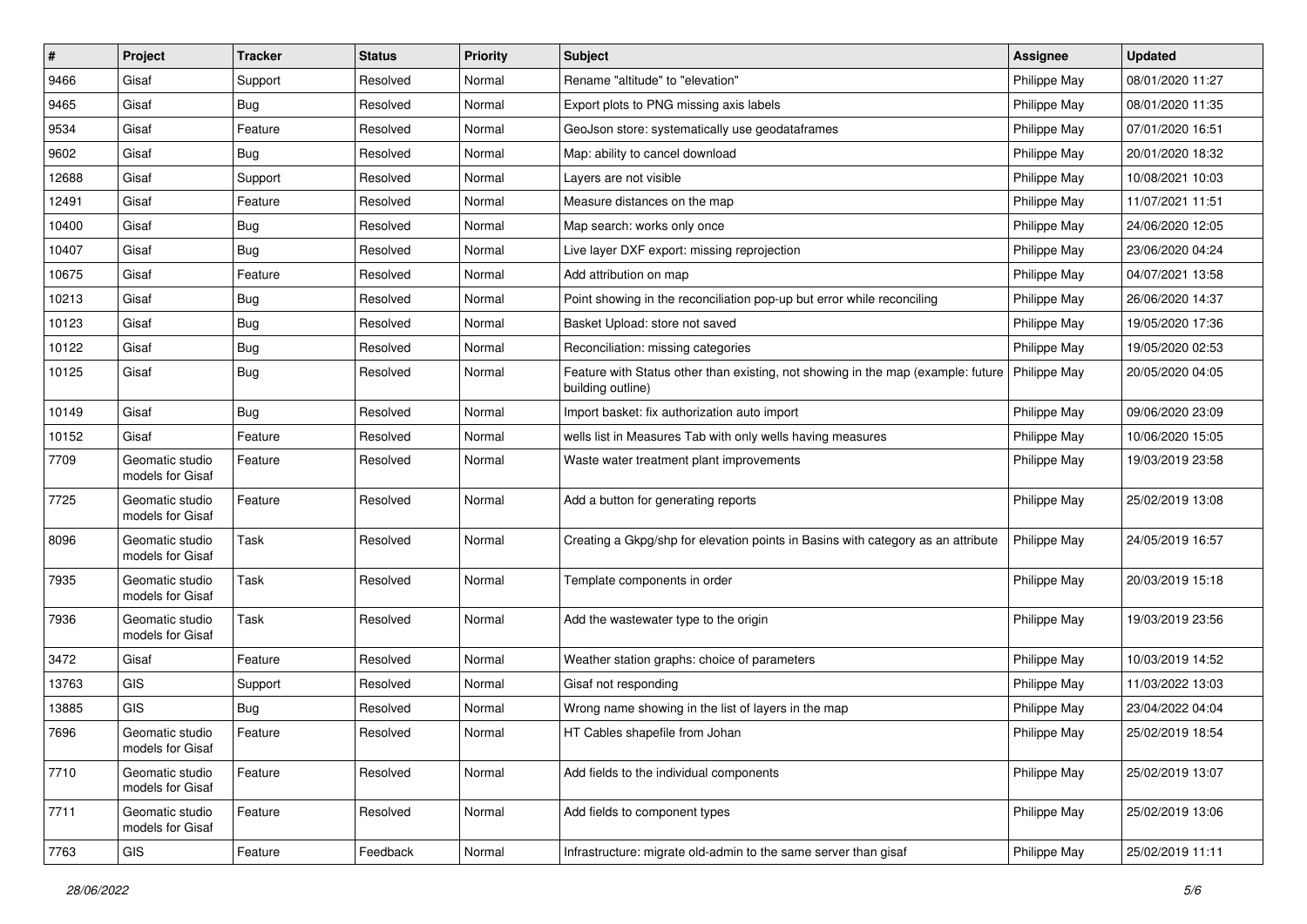| # | Project | Tracker | Status | Priority | Subject | Assignee | Updated |
|---|---|---|---|---|---|---|---|
| 9466 | Gisaf | Support | Resolved | Normal | Rename "altitude" to "elevation" | Philippe May | 08/01/2020 11:27 |
| 9465 | Gisaf | Bug | Resolved | Normal | Export plots to PNG missing axis labels | Philippe May | 08/01/2020 11:35 |
| 9534 | Gisaf | Feature | Resolved | Normal | GeoJson store: systematically use geodataframes | Philippe May | 07/01/2020 16:51 |
| 9602 | Gisaf | Bug | Resolved | Normal | Map: ability to cancel download | Philippe May | 20/01/2020 18:32 |
| 12688 | Gisaf | Support | Resolved | Normal | Layers are not visible | Philippe May | 10/08/2021 10:03 |
| 12491 | Gisaf | Feature | Resolved | Normal | Measure distances on the map | Philippe May | 11/07/2021 11:51 |
| 10400 | Gisaf | Bug | Resolved | Normal | Map search: works only once | Philippe May | 24/06/2020 12:05 |
| 10407 | Gisaf | Bug | Resolved | Normal | Live layer DXF export: missing reprojection | Philippe May | 23/06/2020 04:24 |
| 10675 | Gisaf | Feature | Resolved | Normal | Add attribution on map | Philippe May | 04/07/2021 13:58 |
| 10213 | Gisaf | Bug | Resolved | Normal | Point showing in the reconciliation pop-up but error while reconciling | Philippe May | 26/06/2020 14:37 |
| 10123 | Gisaf | Bug | Resolved | Normal | Basket Upload: store not saved | Philippe May | 19/05/2020 17:36 |
| 10122 | Gisaf | Bug | Resolved | Normal | Reconciliation: missing categories | Philippe May | 19/05/2020 02:53 |
| 10125 | Gisaf | Bug | Resolved | Normal | Feature with Status other than existing, not showing in the map (example: future building outline) | Philippe May | 20/05/2020 04:05 |
| 10149 | Gisaf | Bug | Resolved | Normal | Import basket: fix authorization auto import | Philippe May | 09/06/2020 23:09 |
| 10152 | Gisaf | Feature | Resolved | Normal | wells list in Measures Tab with only wells having measures | Philippe May | 10/06/2020 15:05 |
| 7709 | Geomatic studio models for Gisaf | Feature | Resolved | Normal | Waste water treatment plant improvements | Philippe May | 19/03/2019 23:58 |
| 7725 | Geomatic studio models for Gisaf | Feature | Resolved | Normal | Add a button for generating reports | Philippe May | 25/02/2019 13:08 |
| 8096 | Geomatic studio models for Gisaf | Task | Resolved | Normal | Creating a Gkpg/shp for elevation points in Basins with category as an attribute | Philippe May | 24/05/2019 16:57 |
| 7935 | Geomatic studio models for Gisaf | Task | Resolved | Normal | Template components in order | Philippe May | 20/03/2019 15:18 |
| 7936 | Geomatic studio models for Gisaf | Task | Resolved | Normal | Add the wastewater type to the origin | Philippe May | 19/03/2019 23:56 |
| 3472 | Gisaf | Feature | Resolved | Normal | Weather station graphs: choice of parameters | Philippe May | 10/03/2019 14:52 |
| 13763 | GIS | Support | Resolved | Normal | Gisaf not responding | Philippe May | 11/03/2022 13:03 |
| 13885 | GIS | Bug | Resolved | Normal | Wrong name showing in the list of layers in the map | Philippe May | 23/04/2022 04:04 |
| 7696 | Geomatic studio models for Gisaf | Feature | Resolved | Normal | HT Cables shapefile from Johan | Philippe May | 25/02/2019 18:54 |
| 7710 | Geomatic studio models for Gisaf | Feature | Resolved | Normal | Add fields to the individual components | Philippe May | 25/02/2019 13:07 |
| 7711 | Geomatic studio models for Gisaf | Feature | Resolved | Normal | Add fields to component types | Philippe May | 25/02/2019 13:06 |
| 7763 | GIS | Feature | Feedback | Normal | Infrastructure: migrate old-admin to the same server than gisaf | Philippe May | 25/02/2019 11:11 |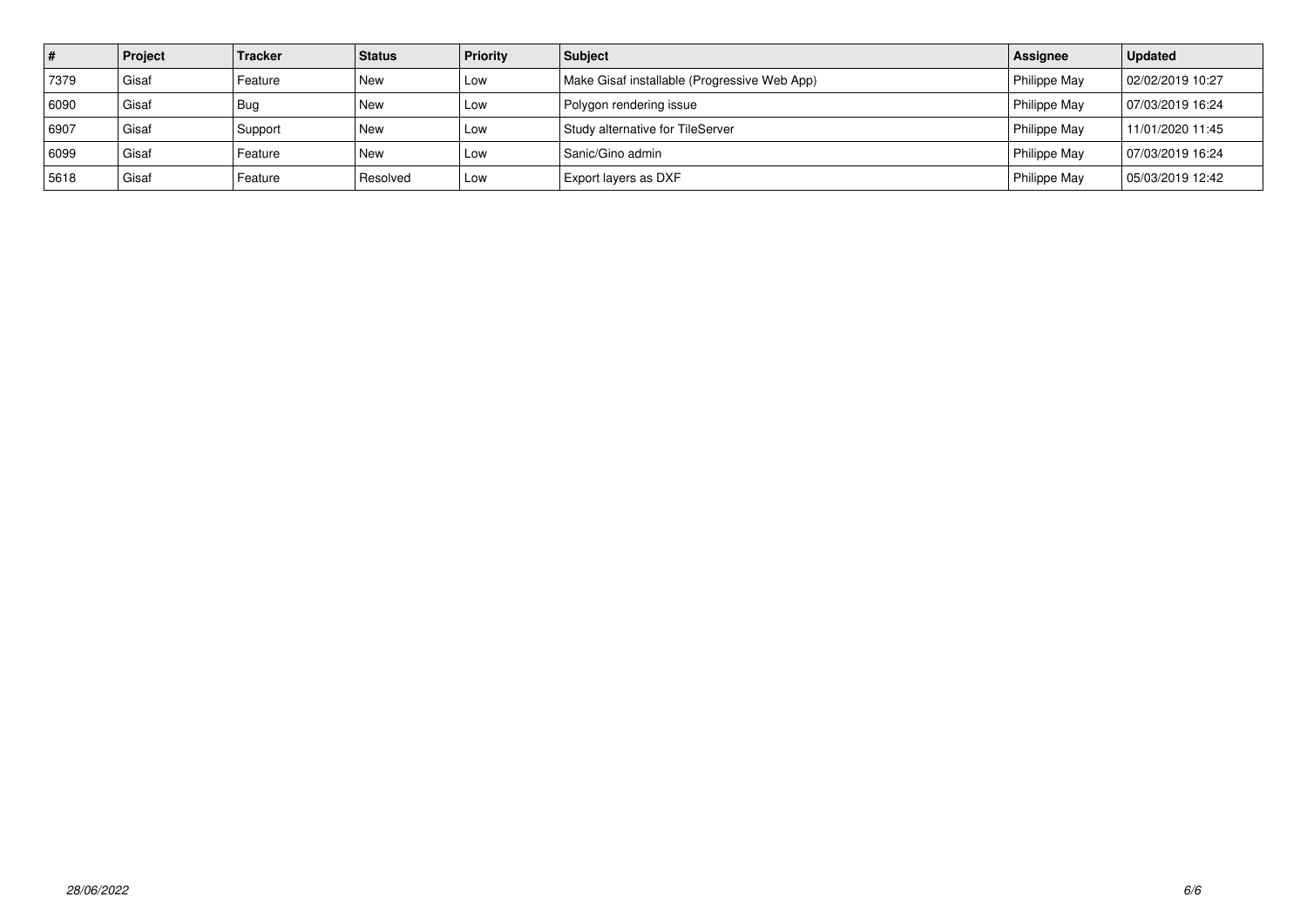| # | Project | Tracker | Status | Priority | Subject | Assignee | Updated |
|---|---|---|---|---|---|---|---|
| 7379 | Gisaf | Feature | New | Low | Make Gisaf installable (Progressive Web App) | Philippe May | 02/02/2019 10:27 |
| 6090 | Gisaf | Bug | New | Low | Polygon rendering issue | Philippe May | 07/03/2019 16:24 |
| 6907 | Gisaf | Support | New | Low | Study alternative for TileServer | Philippe May | 11/01/2020 11:45 |
| 6099 | Gisaf | Feature | New | Low | Sanic/Gino admin | Philippe May | 07/03/2019 16:24 |
| 5618 | Gisaf | Feature | Resolved | Low | Export layers as DXF | Philippe May | 05/03/2019 12:42 |